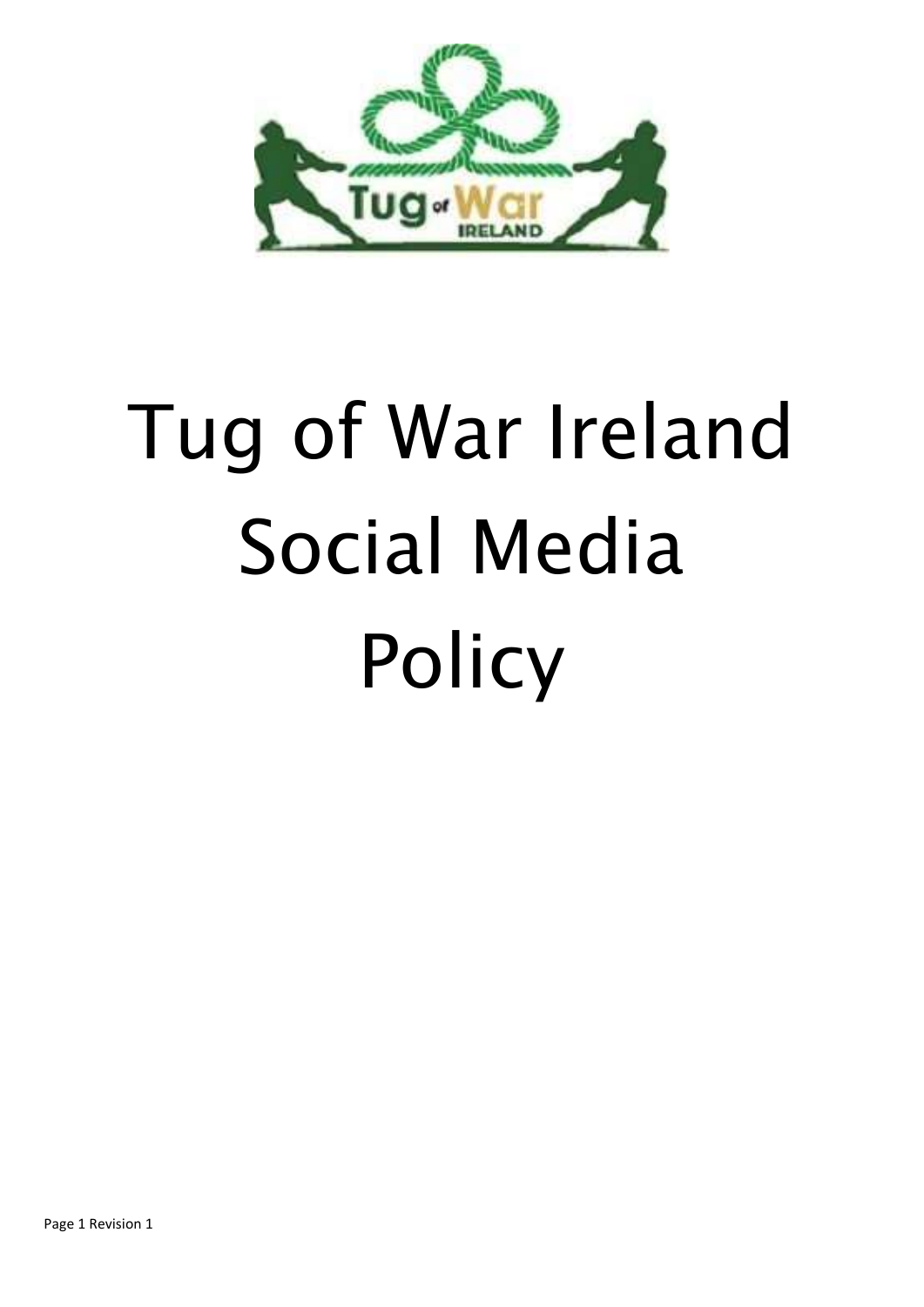# Tug of War Ireland Social Media Policy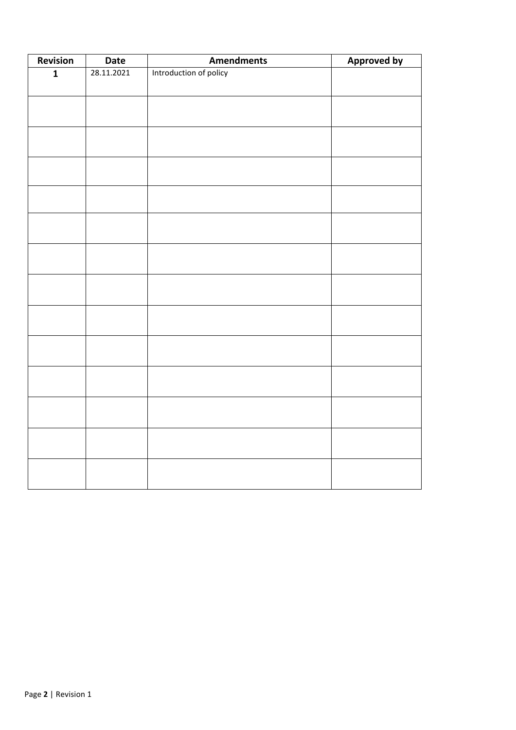| Revision | Date | Amendments | Approved by |
|---|---|---|---|
| **1** | 28.11.2021 | Introduction of policy | |
| | | | |
| | | | |
| | | | |
| | | | |
| | | | |
| | | | |
| | | | |
| | | | |
| | | | |
| | | | |
| | | | |
| | | | |
| | | | |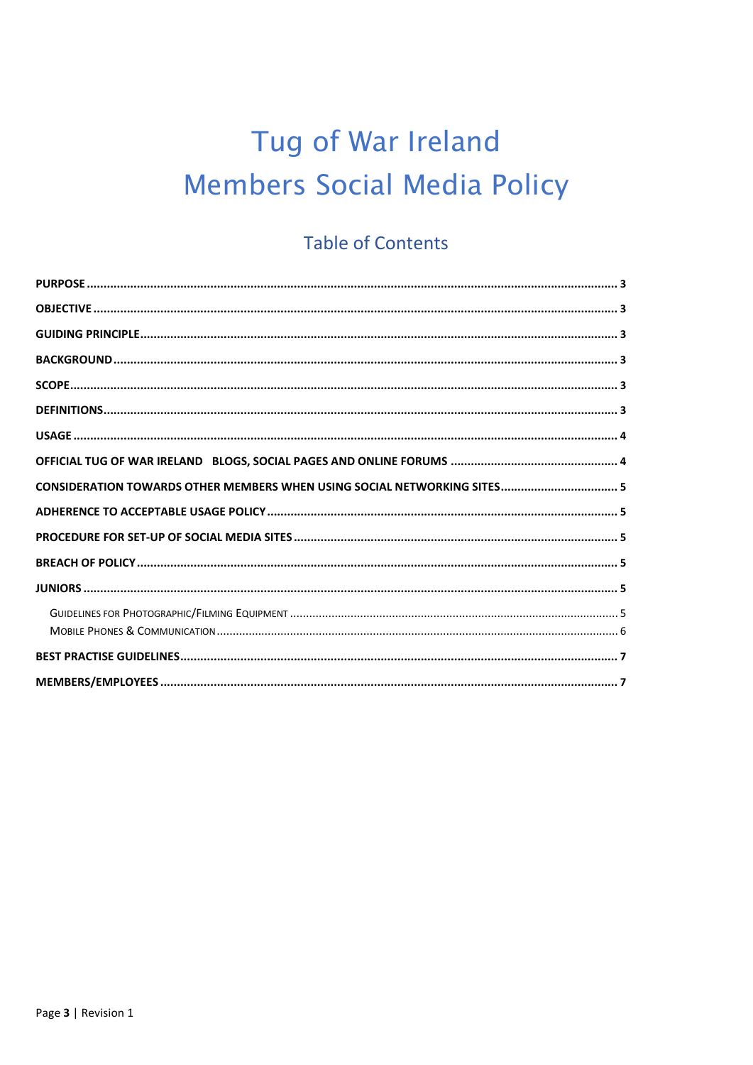# Tug of War Ireland
# Members Social Media Policy

## Table of Contents

**PURPOSE** ........................................................................................................................................ **3**

**OBJECTIVE** ...................................................................................................................................... **3**

**GUIDING PRINCIPLE** ......................................................................................................................... **3**

**BACKGROUND** ................................................................................................................................. **3**

**SCOPE** ............................................................................................................................................... **3**

**DEFINITIONS** ..................................................................................................................................... **3**

**USAGE** ............................................................................................................................................... **4**

**OFFICIAL TUG OF WAR IRELAND BLOGS, SOCIAL PAGES AND ONLINE FORUMS** ................................. **4**

**CONSIDERATION TOWARDS OTHER MEMBERS WHEN USING SOCIAL NETWORKING SITES** ................... **5**

**ADHERENCE TO ACCEPTABLE USAGE POLICY** ........................................................................................ **5**

**PROCEDURE FOR SET-UP OF SOCIAL MEDIA SITES** ............................................................................... **5**

**BREACH OF POLICY** ............................................................................................................................. **5**

**JUNIORS** .............................................................................................................................................. **5**

- Guidelines for Photographic/Filming Equipment ........................................................................... 5
- Mobile Phones & Communication ................................................................................................. 6

**BEST PRACTISE GUIDELINES** .................................................................................................................. **7**

**MEMBERS/EMPLOYEES** ......................................................................................................................... **7**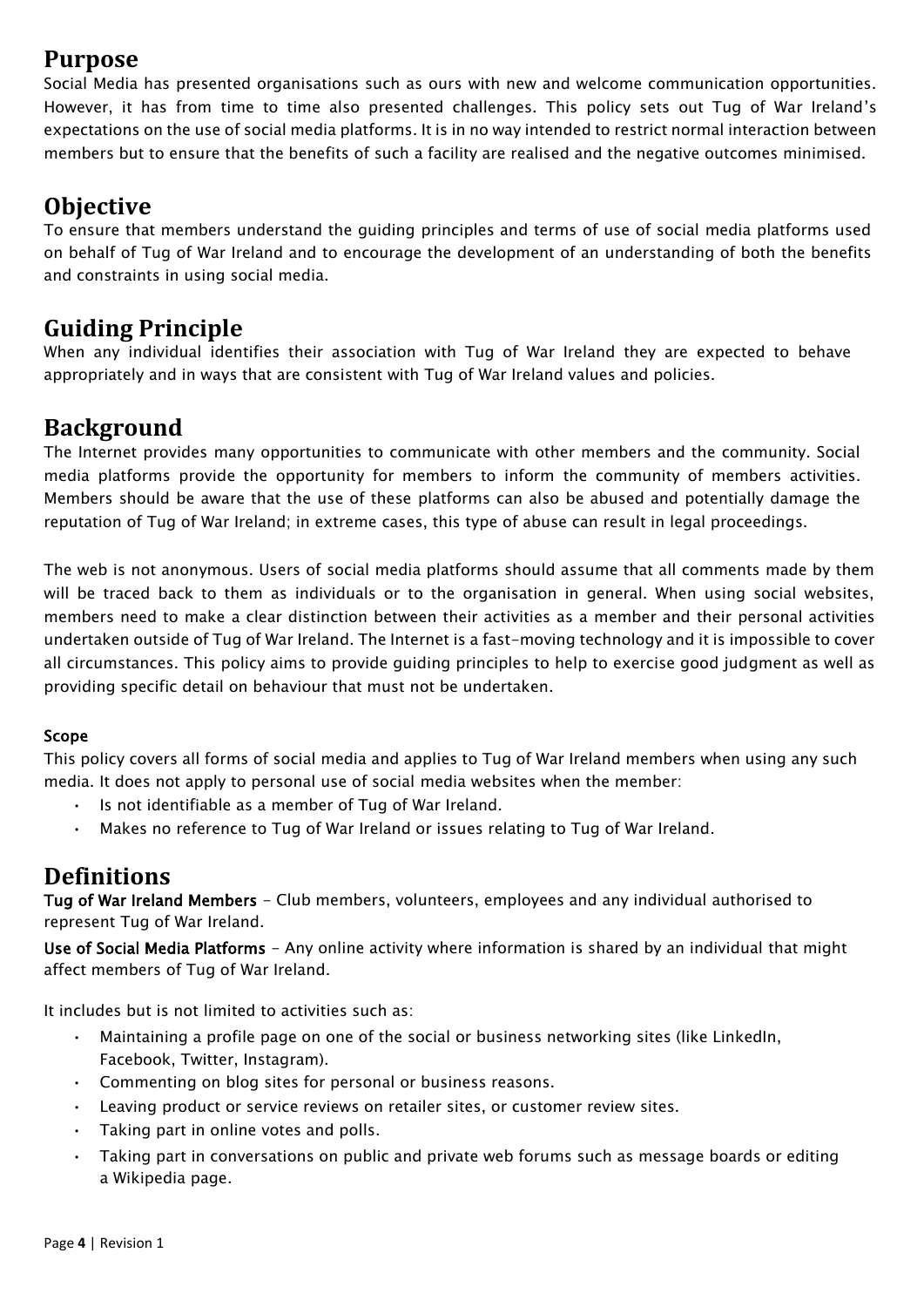## Purpose

Social Media has presented organisations such as ours with new and welcome communication opportunities. However, it has from time to time also presented challenges. This policy sets out Tug of War Ireland's expectations on the use of social media platforms. It is in no way intended to restrict normal interaction between members but to ensure that the benefits of such a facility are realised and the negative outcomes minimised.

## Objective

To ensure that members understand the guiding principles and terms of use of social media platforms used on behalf of Tug of War Ireland and to encourage the development of an understanding of both the benefits and constraints in using social media.

## Guiding Principle

When any individual identifies their association with Tug of War Ireland they are expected to behave appropriately and in ways that are consistent with Tug of War Ireland values and policies.

## Background

The Internet provides many opportunities to communicate with other members and the community. Social media platforms provide the opportunity for members to inform the community of members activities. Members should be aware that the use of these platforms can also be abused and potentially damage the reputation of Tug of War Ireland; in extreme cases, this type of abuse can result in legal proceedings.

The web is not anonymous. Users of social media platforms should assume that all comments made by them will be traced back to them as individuals or to the organisation in general. When using social websites, members need to make a clear distinction between their activities as a member and their personal activities undertaken outside of Tug of War Ireland. The Internet is a fast-moving technology and it is impossible to cover all circumstances. This policy aims to provide guiding principles to help to exercise good judgment as well as providing specific detail on behaviour that must not be undertaken.

### Scope

This policy covers all forms of social media and applies to Tug of War Ireland members when using any such media. It does not apply to personal use of social media websites when the member:

- Is not identifiable as a member of Tug of War Ireland.
- Makes no reference to Tug of War Ireland or issues relating to Tug of War Ireland.

## Definitions

**Tug of War Ireland Members** - Club members, volunteers, employees and any individual authorised to represent Tug of War Ireland.

**Use of Social Media Platforms** - Any online activity where information is shared by an individual that might affect members of Tug of War Ireland.

It includes but is not limited to activities such as:

- Maintaining a profile page on one of the social or business networking sites (like LinkedIn, Facebook, Twitter, Instagram).
- Commenting on blog sites for personal or business reasons.
- Leaving product or service reviews on retailer sites, or customer review sites.
- Taking part in online votes and polls.
- Taking part in conversations on public and private web forums such as message boards or editing a Wikipedia page.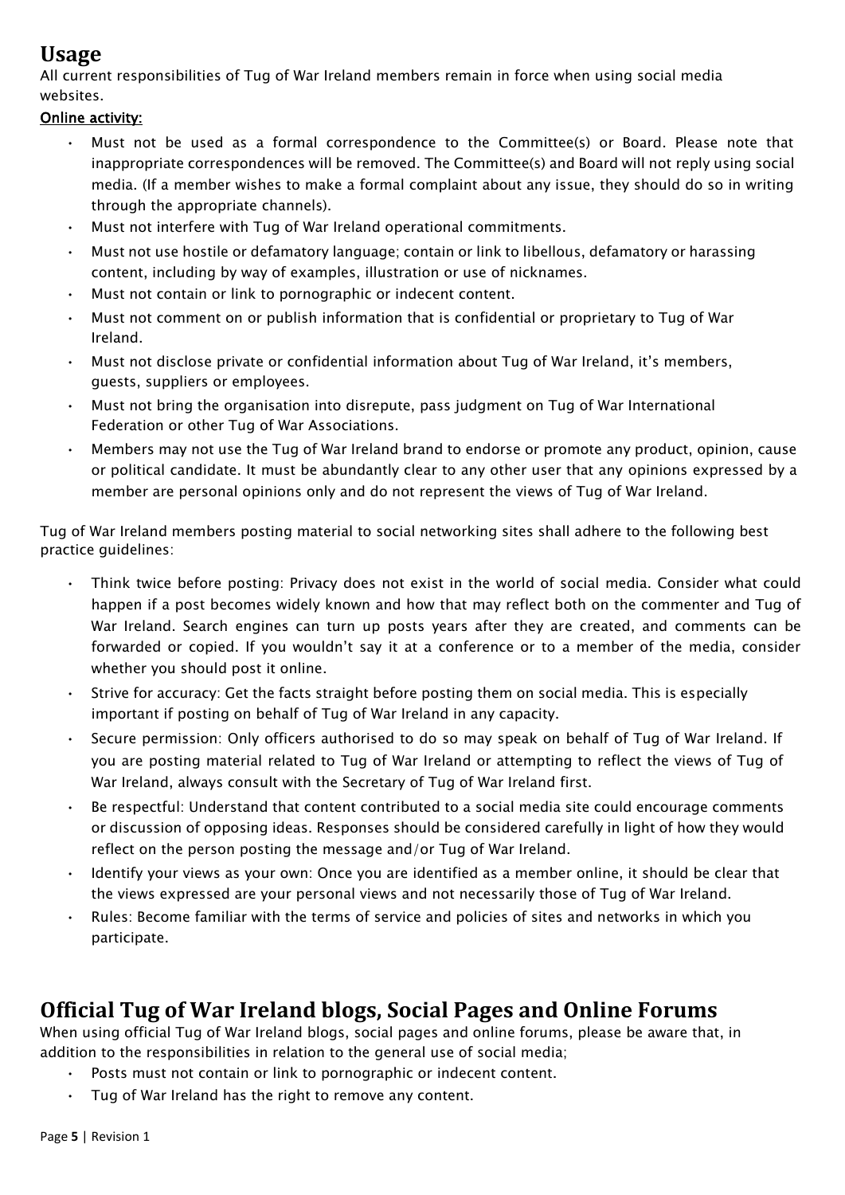## Usage

All current responsibilities of Tug of War Ireland members remain in force when using social media websites.

**Online activity:**

- Must not be used as a formal correspondence to the Committee(s) or Board. Please note that inappropriate correspondences will be removed. The Committee(s) and Board will not reply using social media. (If a member wishes to make a formal complaint about any issue, they should do so in writing through the appropriate channels).
- Must not interfere with Tug of War Ireland operational commitments.
- Must not use hostile or defamatory language; contain or link to libellous, defamatory or harassing content, including by way of examples, illustration or use of nicknames.
- Must not contain or link to pornographic or indecent content.
- Must not comment on or publish information that is confidential or proprietary to Tug of War Ireland.
- Must not disclose private or confidential information about Tug of War Ireland, it's members, guests, suppliers or employees.
- Must not bring the organisation into disrepute, pass judgment on Tug of War International Federation or other Tug of War Associations.
- Members may not use the Tug of War Ireland brand to endorse or promote any product, opinion, cause or political candidate. It must be abundantly clear to any other user that any opinions expressed by a member are personal opinions only and do not represent the views of Tug of War Ireland.

Tug of War Ireland members posting material to social networking sites shall adhere to the following best practice guidelines:

- Think twice before posting: Privacy does not exist in the world of social media. Consider what could happen if a post becomes widely known and how that may reflect both on the commenter and Tug of War Ireland. Search engines can turn up posts years after they are created, and comments can be forwarded or copied. If you wouldn't say it at a conference or to a member of the media, consider whether you should post it online.
- Strive for accuracy: Get the facts straight before posting them on social media. This is especially important if posting on behalf of Tug of War Ireland in any capacity.
- Secure permission: Only officers authorised to do so may speak on behalf of Tug of War Ireland. If you are posting material related to Tug of War Ireland or attempting to reflect the views of Tug of War Ireland, always consult with the Secretary of Tug of War Ireland first.
- Be respectful: Understand that content contributed to a social media site could encourage comments or discussion of opposing ideas. Responses should be considered carefully in light of how they would reflect on the person posting the message and/or Tug of War Ireland.
- Identify your views as your own: Once you are identified as a member online, it should be clear that the views expressed are your personal views and not necessarily those of Tug of War Ireland.
- Rules: Become familiar with the terms of service and policies of sites and networks in which you participate.

## Official Tug of War Ireland blogs, Social Pages and Online Forums

When using official Tug of War Ireland blogs, social pages and online forums, please be aware that, in addition to the responsibilities in relation to the general use of social media;

- Posts must not contain or link to pornographic or indecent content.
- Tug of War Ireland has the right to remove any content.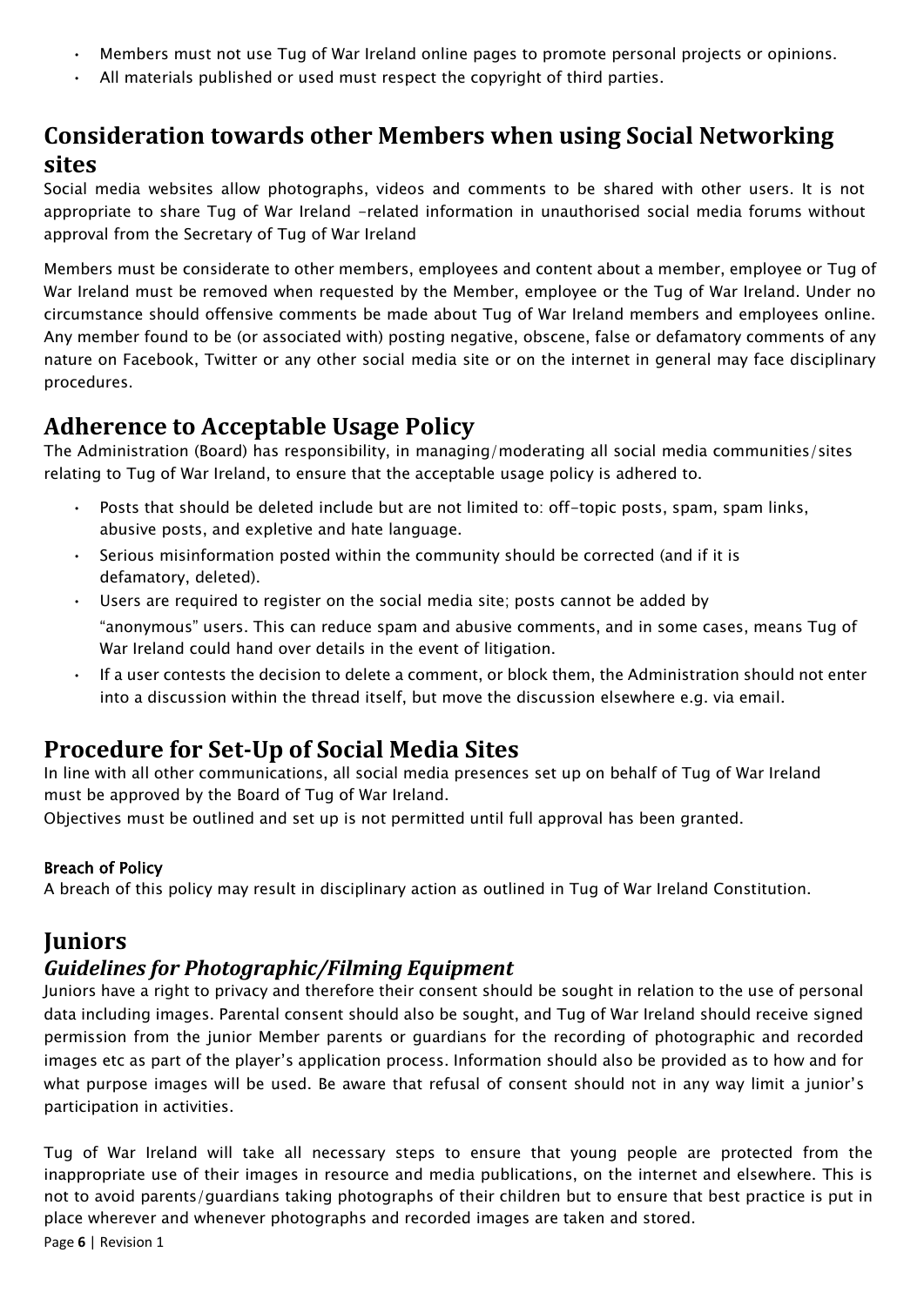- Members must not use Tug of War Ireland online pages to promote personal projects or opinions.
- All materials published or used must respect the copyright of third parties.

## Consideration towards other Members when using Social Networking sites

Social media websites allow photographs, videos and comments to be shared with other users. It is not appropriate to share Tug of War Ireland -related information in unauthorised social media forums without approval from the Secretary of Tug of War Ireland

Members must be considerate to other members, employees and content about a member, employee or Tug of War Ireland must be removed when requested by the Member, employee or the Tug of War Ireland. Under no circumstance should offensive comments be made about Tug of War Ireland members and employees online. Any member found to be (or associated with) posting negative, obscene, false or defamatory comments of any nature on Facebook, Twitter or any other social media site or on the internet in general may face disciplinary procedures.

## Adherence to Acceptable Usage Policy

The Administration (Board) has responsibility, in managing/moderating all social media communities/sites relating to Tug of War Ireland, to ensure that the acceptable usage policy is adhered to.

- Posts that should be deleted include but are not limited to: off-topic posts, spam, spam links, abusive posts, and expletive and hate language.
- Serious misinformation posted within the community should be corrected (and if it is defamatory, deleted).
- Users are required to register on the social media site; posts cannot be added by "anonymous" users. This can reduce spam and abusive comments, and in some cases, means Tug of War Ireland could hand over details in the event of litigation.
- If a user contests the decision to delete a comment, or block them, the Administration should not enter into a discussion within the thread itself, but move the discussion elsewhere e.g. via email.

## Procedure for Set-Up of Social Media Sites

In line with all other communications, all social media presences set up on behalf of Tug of War Ireland must be approved by the Board of Tug of War Ireland.

Objectives must be outlined and set up is not permitted until full approval has been granted.

#### Breach of Policy

A breach of this policy may result in disciplinary action as outlined in Tug of War Ireland Constitution.

## Juniors

### *Guidelines for Photographic/Filming Equipment*

Juniors have a right to privacy and therefore their consent should be sought in relation to the use of personal data including images. Parental consent should also be sought, and Tug of War Ireland should receive signed permission from the junior Member parents or guardians for the recording of photographic and recorded images etc as part of the player's application process. Information should also be provided as to how and for what purpose images will be used. Be aware that refusal of consent should not in any way limit a junior's participation in activities.

Tug of War Ireland will take all necessary steps to ensure that young people are protected from the inappropriate use of their images in resource and media publications, on the internet and elsewhere. This is not to avoid parents/guardians taking photographs of their children but to ensure that best practice is put in place wherever and whenever photographs and recorded images are taken and stored.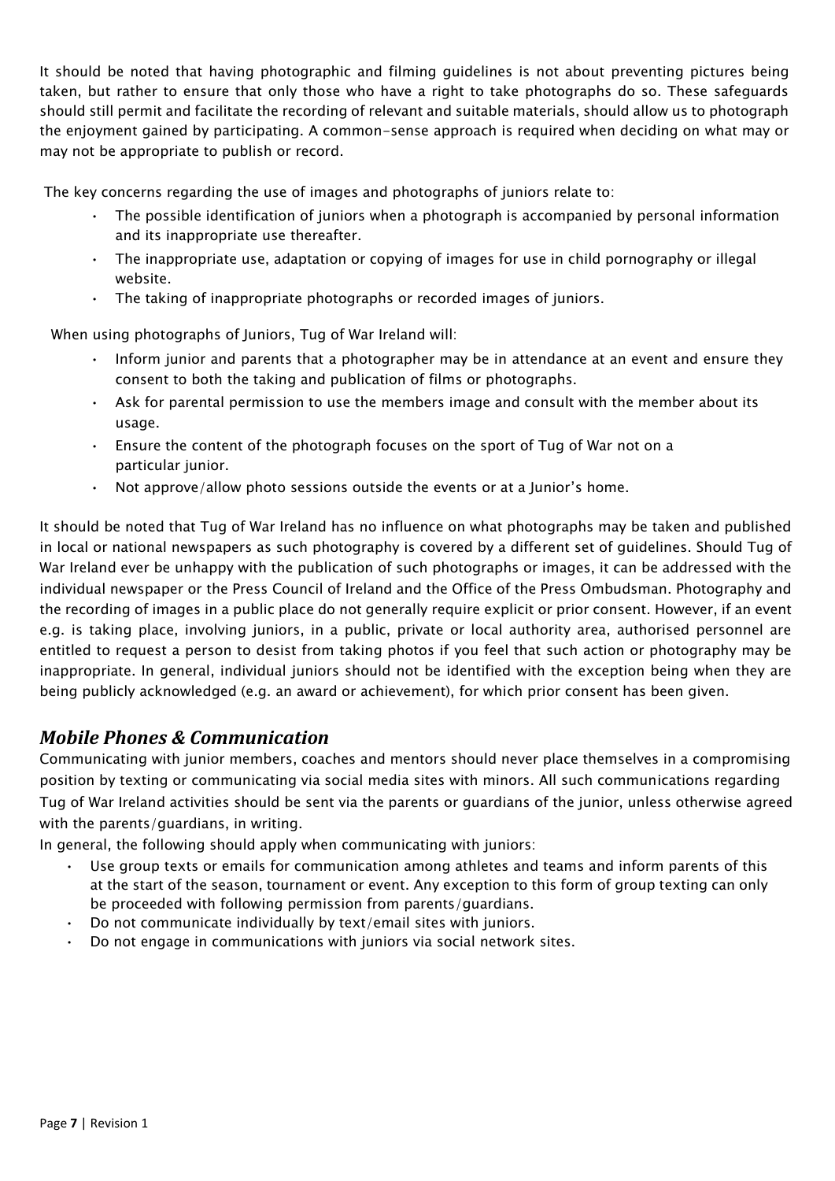It should be noted that having photographic and filming guidelines is not about preventing pictures being taken, but rather to ensure that only those who have a right to take photographs do so. These safeguards should still permit and facilitate the recording of relevant and suitable materials, should allow us to photograph the enjoyment gained by participating. A common-sense approach is required when deciding on what may or may not be appropriate to publish or record.

The key concerns regarding the use of images and photographs of juniors relate to:

- The possible identification of juniors when a photograph is accompanied by personal information and its inappropriate use thereafter.
- The inappropriate use, adaptation or copying of images for use in child pornography or illegal website.
- The taking of inappropriate photographs or recorded images of juniors.

When using photographs of Juniors, Tug of War Ireland will:

- Inform junior and parents that a photographer may be in attendance at an event and ensure they consent to both the taking and publication of films or photographs.
- Ask for parental permission to use the members image and consult with the member about its usage.
- Ensure the content of the photograph focuses on the sport of Tug of War not on a particular junior.
- Not approve/allow photo sessions outside the events or at a Junior's home.

It should be noted that Tug of War Ireland has no influence on what photographs may be taken and published in local or national newspapers as such photography is covered by a different set of guidelines. Should Tug of War Ireland ever be unhappy with the publication of such photographs or images, it can be addressed with the individual newspaper or the Press Council of Ireland and the Office of the Press Ombudsman. Photography and the recording of images in a public place do not generally require explicit or prior consent. However, if an event e.g. is taking place, involving juniors, in a public, private or local authority area, authorised personnel are entitled to request a person to desist from taking photos if you feel that such action or photography may be inappropriate. In general, individual juniors should not be identified with the exception being when they are being publicly acknowledged (e.g. an award or achievement), for which prior consent has been given.

## *Mobile Phones & Communication*

Communicating with junior members, coaches and mentors should never place themselves in a compromising position by texting or communicating via social media sites with minors. All such communications regarding Tug of War Ireland activities should be sent via the parents or guardians of the junior, unless otherwise agreed with the parents/guardians, in writing.

In general, the following should apply when communicating with juniors:

- Use group texts or emails for communication among athletes and teams and inform parents of this at the start of the season, tournament or event. Any exception to this form of group texting can only be proceeded with following permission from parents/guardians.
- Do not communicate individually by text/email sites with juniors.
- Do not engage in communications with juniors via social network sites.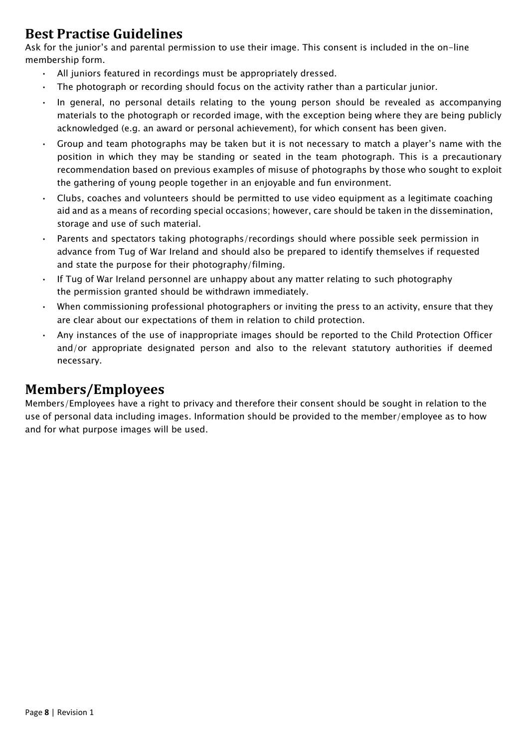## Best Practise Guidelines

Ask for the junior's and parental permission to use their image. This consent is included in the on-line membership form.

- All juniors featured in recordings must be appropriately dressed.
- The photograph or recording should focus on the activity rather than a particular junior.
- In general, no personal details relating to the young person should be revealed as accompanying materials to the photograph or recorded image, with the exception being where they are being publicly acknowledged (e.g. an award or personal achievement), for which consent has been given.
- Group and team photographs may be taken but it is not necessary to match a player's name with the position in which they may be standing or seated in the team photograph. This is a precautionary recommendation based on previous examples of misuse of photographs by those who sought to exploit the gathering of young people together in an enjoyable and fun environment.
- Clubs, coaches and volunteers should be permitted to use video equipment as a legitimate coaching aid and as a means of recording special occasions; however, care should be taken in the dissemination, storage and use of such material.
- Parents and spectators taking photographs/recordings should where possible seek permission in advance from Tug of War Ireland and should also be prepared to identify themselves if requested and state the purpose for their photography/filming.
- If Tug of War Ireland personnel are unhappy about any matter relating to such photography the permission granted should be withdrawn immediately.
- When commissioning professional photographers or inviting the press to an activity, ensure that they are clear about our expectations of them in relation to child protection.
- Any instances of the use of inappropriate images should be reported to the Child Protection Officer and/or appropriate designated person and also to the relevant statutory authorities if deemed necessary.

## Members/Employees

Members/Employees have a right to privacy and therefore their consent should be sought in relation to the use of personal data including images. Information should be provided to the member/employee as to how and for what purpose images will be used.